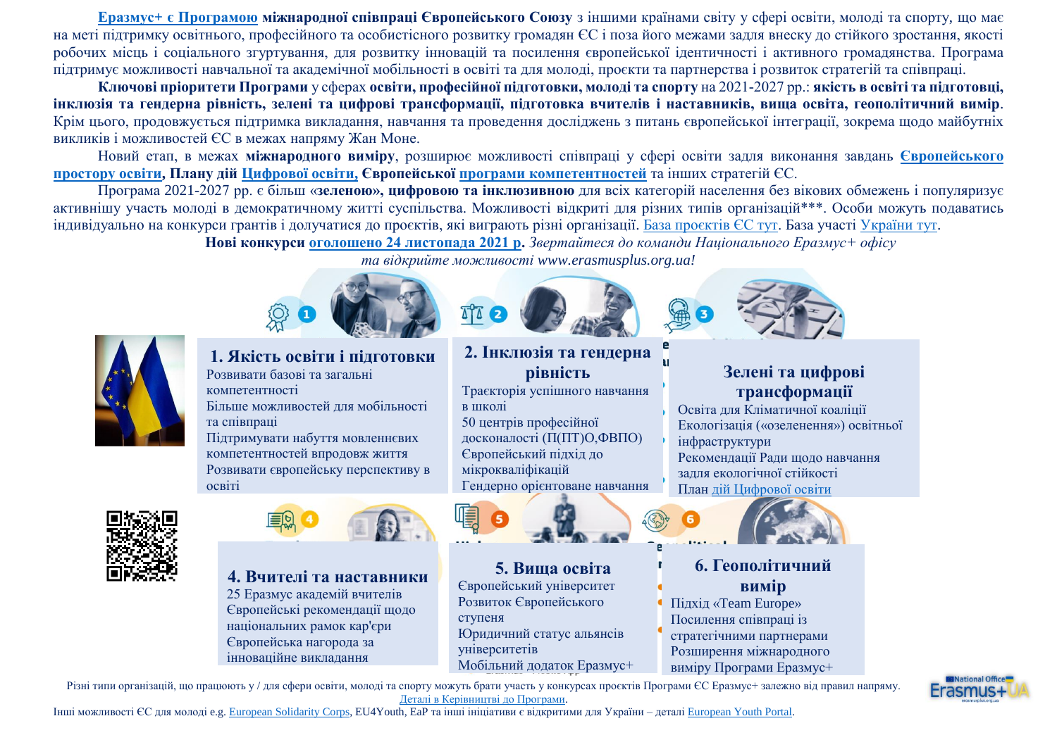**Еразмус+ є Програмою міжнародної співпраці Європейського Союзу** з іншими країнами світу у сфері освіти, молоді та спорту, що має на меті підтримку освітнього, професійного та особистісного розвитку громадян ЄС і поза його межами задля внеску до стійкого зростання, якості робочих місць і соціального згуртування, для розвитку інновацій та посилення європейської ідентичності і активного громадянства. Програма підтримує можливості навчальної та академічної мобільності в освіті та для молоді, проєкти та партнерства і розвиток стратегій та співпраці.

**Ключові пріоритети Програми** у сферах **освіти, професійної підготовки, молоді та спорту** на 2021-2027 рр.: **якість в освіті та підготовці, інклюзія та гендерна рівність, зелені та цифрові трансформації, підготовка вчителів і наставників, вища освіта, геополітичний вимір**. Крім цього, продовжується підтримка викладання, навчання та проведення досліджень з питань європейської інтеграції, зокрема щодо майбутніх викликів і можливостей ЄС в межах напряму Жан Моне.

Новий етап, в межах **міжнародного виміру**, розширює можливості співпраці у сфері освіти задля виконання завдань **Європейського простору освіти, Плану дій Цифрової освіти, Європейської програми компетентностей** та інших стратегій ЄС.

Програма 2021-2027 рр. є більш **«зеленою», цифровою та інклюзивною** для всіх категорій населення без вікових обмежень і популяризує активнішу участь молоді в демократичному житті суспільства. Можливості відкриті для різних типів організацій\*\*\*. Особи можуть подаватись індивідуально на конкурси грантів і долучатися до проєктів, які виграють різні організації. База проєктів ЄС тут. База участі України тут.

**Нові конкурси оголошено 24 листопада 2021 р.** *Звертайтеся до команди Національного Еразмус+ офісу та відкрийте можливості www.erasmusplus.org.ua!*

### 1. Якість освіти і підготовки

- Розвивати базові та загальні компетентності
- Більше можливостей для мобільності та співпраці
- Підтримувати набуття мовленнєвих компетентностей впродовж життя
- Розвивати європейську перспективу в освіті

### 2. Інклюзія та гендерна рівність

- Траєкторія успішного навчання в школі
- 50 центрів професійної досконалості (П(ПТ)О,ФВПО)
- Європейський підхід до мікрокваліфікацій
- Гендерно орієнтоване навчання

### Зелені та цифрові трансформації

- Освіта для Кліматичної коаліції
- Екологізація («озеленення») освітньої інфраструктури
- Рекомендації Ради щодо навчання задля екологічної стійкості
- План дій Цифрової освіти

### 4. Вчителі та наставники

- 25 Еразмус академій вчителів
- Європейські рекомендації щодо національних рамок кар'єри
- Європейська нагорода за інноваційне викладання

### 5. Вища освіта

- Європейський університет
- Розвиток Європейського ступеня
- Юридичний статус альянсів університетів
- Мобільний додаток Еразмус+

### 6. Геополітичний вимір

- Підхід «Team Europe»
- Посилення співпраці із стратегічними партнерами
- Розширення міжнародного виміру Програми Еразмус+

Різні типи організацій, що працюють у / для сфери освіти, молоді та спорту можуть брати участь у конкурсах проєктів Програми ЄС Еразмус+ залежно від правил напряму. Деталі в Керівництві до Програми.

Інші можливості ЄС для молоді e.g. European Solidarity Corps, EU4Youth, EaP та інші ініціативи є відкритими для України – деталі European Youth Portal.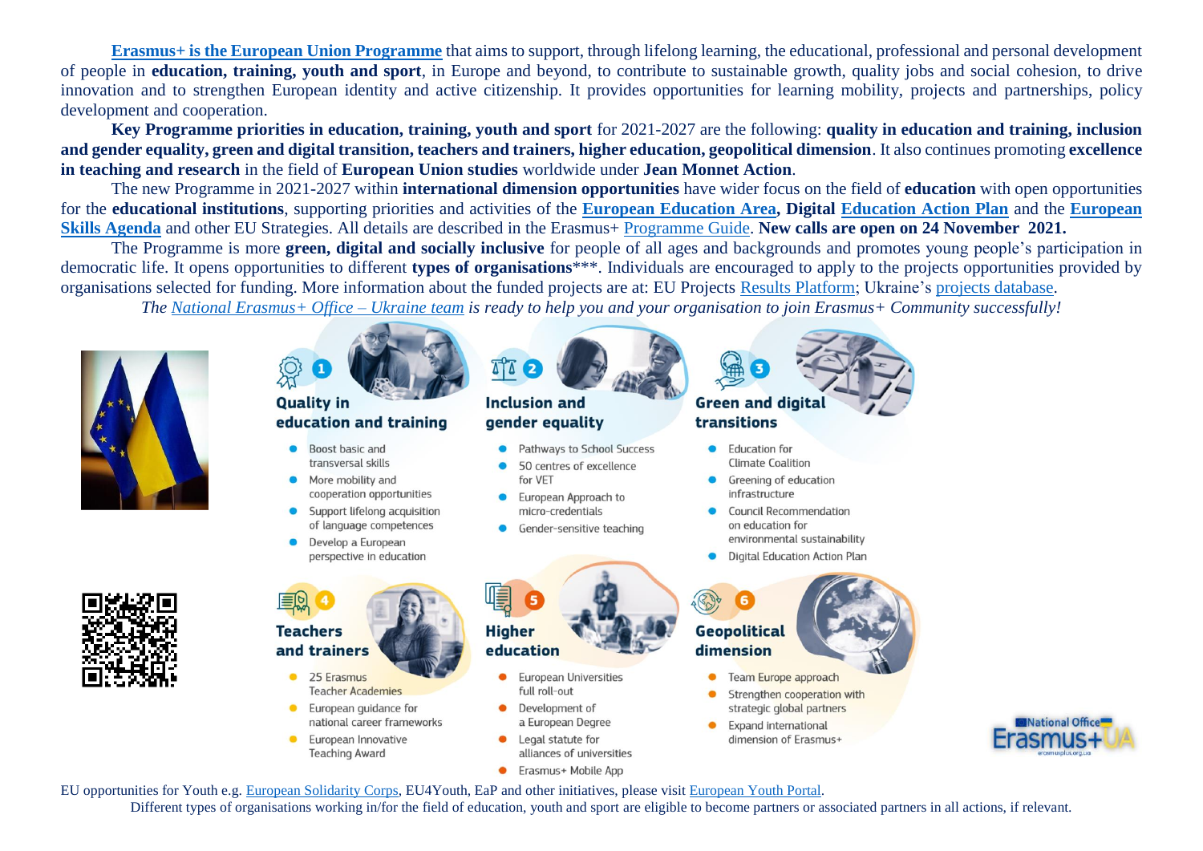**Erasmus+ is the European Union Programme** that aims to support, through lifelong learning, the educational, professional and personal development of people in **education, training, youth and sport**, in Europe and beyond, to contribute to sustainable growth, quality jobs and social cohesion, to drive innovation and to strengthen European identity and active citizenship. It provides opportunities for learning mobility, projects and partnerships, policy development and cooperation.

**Key Programme priorities in education, training, youth and sport** for 2021-2027 are the following: **quality in education and training, inclusion and gender equality, green and digital transition, teachers and trainers, higher education, geopolitical dimension**. It also continues promoting **excellence in teaching and research** in the field of **European Union studies** worldwide under **Jean Monnet Action**.

The new Programme in 2021-2027 within **international dimension opportunities** have wider focus on the field of **education** with open opportunities for the **educational institutions**, supporting priorities and activities of the **European Education Area**, **Digital Education Action Plan** and the **European Skills Agenda** and other EU Strategies. All details are described in the Erasmus+ Programme Guide. **New calls are open on 24 November 2021.**

The Programme is more **green, digital and socially inclusive** for people of all ages and backgrounds and promotes young people's participation in democratic life. It opens opportunities to different **types of organisations**\*\*\*. Individuals are encouraged to apply to the projects opportunities provided by organisations selected for funding. More information about the funded projects are at: EU Projects Results Platform; Ukraine's projects database.

*The National Erasmus+ Office – Ukraine team is ready to help you and your organisation to join Erasmus+ Community successfully!*

### 1 Quality in education and training

- Boost basic and transversal skills
- More mobility and cooperation opportunities
- Support lifelong acquisition of language competences
- Develop a European perspective in education

### 2 Inclusion and gender equality

- Pathways to School Success
- 50 centres of excellence for VET
- European Approach to micro-credentials
- Gender-sensitive teaching

### 3 Green and digital transitions

- Education for Climate Coalition
- Greening of education infrastructure
- Council Recommendation on education for environmental sustainability
- Digital Education Action Plan

### 4 Teachers and trainers

- 25 Erasmus Teacher Academies
- European guidance for national career frameworks
- European Innovative Teaching Award

### 5 Higher education

- European Universities full roll-out
- Development of a European Degree
- Legal statute for alliances of universities
- Erasmus+ Mobile App

### 6 Geopolitical dimension

- Team Europe approach
- Strengthen cooperation with strategic global partners
- Expand international dimension of Erasmus+

National Office Erasmus+ UA

EU opportunities for Youth e.g. European Solidarity Corps, EU4Youth, EaP and other initiatives, please visit European Youth Portal.

Different types of organisations working in/for the field of education, youth and sport are eligible to become partners or associated partners in all actions, if relevant.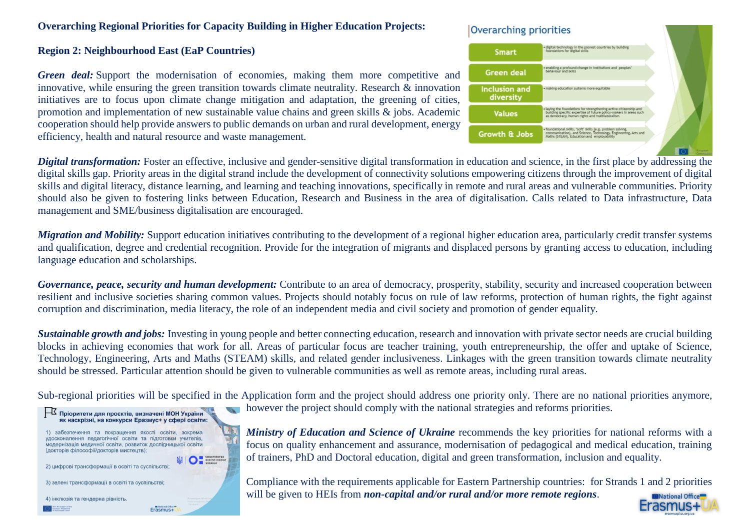**Overarching Regional Priorities for Capacity Building in Higher Education Projects:**

**Region 2: Neighbourhood East (EaP Countries)**

***Green deal:*** Support the modernisation of economies, making them more competitive and innovative, while ensuring the green transition towards climate neutrality. Research & innovation initiatives are to focus upon climate change mitigation and adaptation, the greening of cities, promotion and implementation of new sustainable value chains and green skills & jobs. Academic cooperation should help provide answers to public demands on urban and rural development, energy efficiency, health and natural resource and waste management.

Overarching priorities

Smart
- digital technology in the poorest countries by building foundations for digital skills

Green deal
- enabling a profound change in institutions and peoples' behaviour and skills

Inclusion and diversity
- making education systems more equitable

Values
- laying the foundations for strengthening active citizenship and building specific expertise of future policy-makers in areas such as democracy, human rights and multilateralism

Growth & Jobs
- foundational skills, 'soft' skills (e.g. problem solving, communication), and Science, Technology, Engineering, Arts and Maths (STEAM), Education and employability

***Digital transformation:*** Foster an effective, inclusive and gender-sensitive digital transformation in education and science, in the first place by addressing the digital skills gap. Priority areas in the digital strand include the development of connectivity solutions empowering citizens through the improvement of digital skills and digital literacy, distance learning, and learning and teaching innovations, specifically in remote and rural areas and vulnerable communities. Priority should also be given to fostering links between Education, Research and Business in the area of digitalisation. Calls related to Data infrastructure, Data management and SME/business digitalisation are encouraged.

***Migration and Mobility:*** Support education initiatives contributing to the development of a regional higher education area, particularly credit transfer systems and qualification, degree and credential recognition. Provide for the integration of migrants and displaced persons by granting access to education, including language education and scholarships.

***Governance, peace, security and human development:*** Contribute to an area of democracy, prosperity, stability, security and increased cooperation between resilient and inclusive societies sharing common values. Projects should notably focus on rule of law reforms, protection of human rights, the fight against corruption and discrimination, media literacy, the role of an independent media and civil society and promotion of gender equality.

***Sustainable growth and jobs:*** Investing in young people and better connecting education, research and innovation with private sector needs are crucial building blocks in achieving economies that work for all. Areas of particular focus are teacher training, youth entrepreneurship, the offer and uptake of Science, Technology, Engineering, Arts and Maths (STEAM) skills, and related gender inclusiveness. Linkages with the green transition towards climate neutrality should be stressed. Particular attention should be given to vulnerable communities as well as remote areas, including rural areas.

Sub-regional priorities will be specified in the Application form and the project should address one priority only. There are no national priorities anymore, however the project should comply with the national strategies and reforms priorities.

**Пріоритети для проєктів, визначені МОН України як наскрізні, на конкурси Еразмус+ у сфері освіти:**

1) забезпечення та покращення якості освіти, зокрема удосконалення педагогічної освіти та підготовки учителів, модернізація медичної освіти, розвиток дослідницької освіти (докторів філософії/докторів мистецтв);

2) цифрові трансформації в освіті та суспільстві;

3) зелені трансформації в освіті та суспільстві;

4) інклюзія та гендерна рівність.

***Ministry of Education and Science of Ukraine*** recommends the key priorities for national reforms with a focus on quality enhancement and assurance, modernisation of pedagogical and medical education, training of trainers, PhD and Doctoral education, digital and green transformation, inclusion and equality.

Compliance with the requirements applicable for Eastern Partnership countries: for Strands 1 and 2 priorities will be given to HEIs from ***non-capital and/or rural and/or more remote regions***.